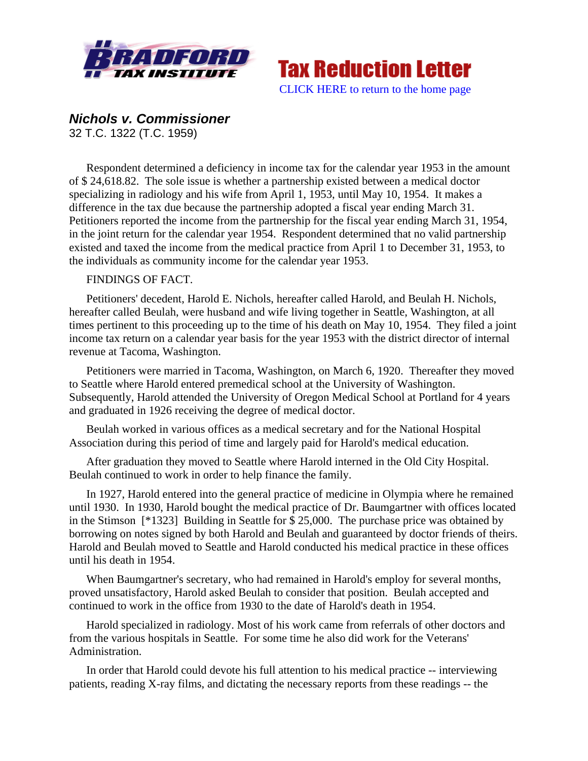# Nichols v. Commissioner

32 T.C. 1322 (T.C. 1959)

Respondent determined a deficiency in income tax for the calendar year 1953 in the amount of $ 24,618.82. The sole issue is whether a partnership existed between a medical doctor specializing in radiology and his wife from April 1, 1953, until May 10, 1954. It makes a difference in the tax due because the partnership adopted a fiscal year ending March 31. Petitioners reported the income from the partnership for the fiscal year ending March 31, 1954, in the joint return for the calendar year 1954. Respondent determined that no valid partnership existed and taxed the income from the medical practice from April 1 to December 31, 1953, to the individuals as community income for the calendar year 1953.

FINDINGS OF FACT.

Petitioners' decedent, Harold E. Nichols, hereafter called Harold, and Beulah H. Nichols, hereafter called Beulah, were husband and wife living together in Seattle, Washington, at all times pertinent to this proceeding up to the time of his death on May 10, 1954. They filed a joint income tax return on a calendar year basis for the year 1953 with the district director of internal revenue at Tacoma, Washington.

Petitioners were married in Tacoma, Washington, on March 6, 1920. Thereafter they moved to Seattle where Harold entered premedical school at the University of Washington. Subsequently, Harold attended the University of Oregon Medical School at Portland for 4 years and graduated in 1926 receiving the degree of medical doctor.

Beulah worked in various offices as a medical secretary and for the National Hospital Association during this period of time and largely paid for Harold's medical education.

After graduation they moved to Seattle where Harold interned in the Old City Hospital. Beulah continued to work in order to help finance the family.

In 1927, Harold entered into the general practice of medicine in Olympia where he remained until 1930. In 1930, Harold bought the medical practice of Dr. Baumgartner with offices located in the Stimson [*1323] Building in Seattle for $ 25,000. The purchase price was obtained by borrowing on notes signed by both Harold and Beulah and guaranteed by doctor friends of theirs. Harold and Beulah moved to Seattle and Harold conducted his medical practice in these offices until his death in 1954.

When Baumgartner's secretary, who had remained in Harold's employ for several months, proved unsatisfactory, Harold asked Beulah to consider that position. Beulah accepted and continued to work in the office from 1930 to the date of Harold's death in 1954.

Harold specialized in radiology. Most of his work came from referrals of other doctors and from the various hospitals in Seattle. For some time he also did work for the Veterans' Administration.

In order that Harold could devote his full attention to his medical practice -- interviewing patients, reading X-ray films, and dictating the necessary reports from these readings -- the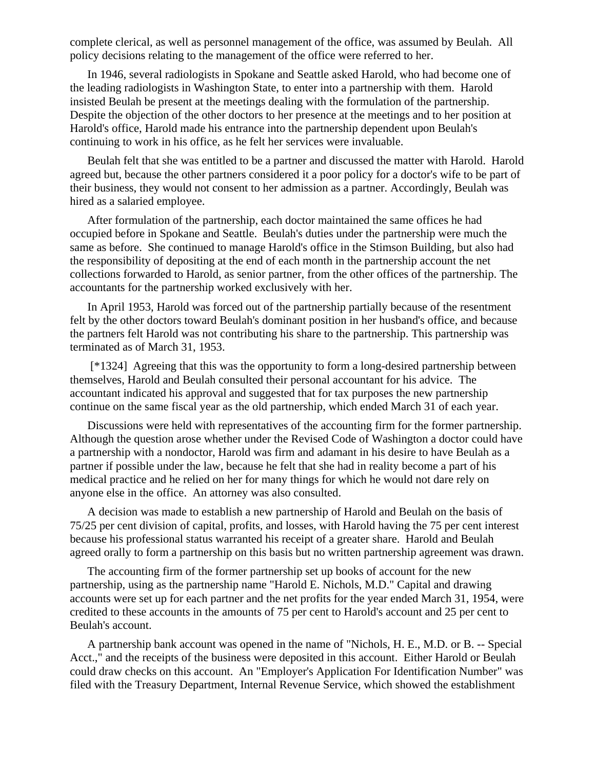complete clerical, as well as personnel management of the office, was assumed by Beulah. All policy decisions relating to the management of the office were referred to her.

In 1946, several radiologists in Spokane and Seattle asked Harold, who had become one of the leading radiologists in Washington State, to enter into a partnership with them. Harold insisted Beulah be present at the meetings dealing with the formulation of the partnership. Despite the objection of the other doctors to her presence at the meetings and to her position at Harold's office, Harold made his entrance into the partnership dependent upon Beulah's continuing to work in his office, as he felt her services were invaluable.

Beulah felt that she was entitled to be a partner and discussed the matter with Harold. Harold agreed but, because the other partners considered it a poor policy for a doctor's wife to be part of their business, they would not consent to her admission as a partner. Accordingly, Beulah was hired as a salaried employee.

After formulation of the partnership, each doctor maintained the same offices he had occupied before in Spokane and Seattle. Beulah's duties under the partnership were much the same as before. She continued to manage Harold's office in the Stimson Building, but also had the responsibility of depositing at the end of each month in the partnership account the net collections forwarded to Harold, as senior partner, from the other offices of the partnership. The accountants for the partnership worked exclusively with her.

In April 1953, Harold was forced out of the partnership partially because of the resentment felt by the other doctors toward Beulah's dominant position in her husband's office, and because the partners felt Harold was not contributing his share to the partnership. This partnership was terminated as of March 31, 1953.

[*1324] Agreeing that this was the opportunity to form a long-desired partnership between themselves, Harold and Beulah consulted their personal accountant for his advice. The accountant indicated his approval and suggested that for tax purposes the new partnership continue on the same fiscal year as the old partnership, which ended March 31 of each year.

Discussions were held with representatives of the accounting firm for the former partnership. Although the question arose whether under the Revised Code of Washington a doctor could have a partnership with a nondoctor, Harold was firm and adamant in his desire to have Beulah as a partner if possible under the law, because he felt that she had in reality become a part of his medical practice and he relied on her for many things for which he would not dare rely on anyone else in the office. An attorney was also consulted.

A decision was made to establish a new partnership of Harold and Beulah on the basis of 75/25 per cent division of capital, profits, and losses, with Harold having the 75 per cent interest because his professional status warranted his receipt of a greater share. Harold and Beulah agreed orally to form a partnership on this basis but no written partnership agreement was drawn.

The accounting firm of the former partnership set up books of account for the new partnership, using as the partnership name "Harold E. Nichols, M.D." Capital and drawing accounts were set up for each partner and the net profits for the year ended March 31, 1954, were credited to these accounts in the amounts of 75 per cent to Harold's account and 25 per cent to Beulah's account.

A partnership bank account was opened in the name of "Nichols, H. E., M.D. or B. -- Special Acct.," and the receipts of the business were deposited in this account. Either Harold or Beulah could draw checks on this account. An "Employer's Application For Identification Number" was filed with the Treasury Department, Internal Revenue Service, which showed the establishment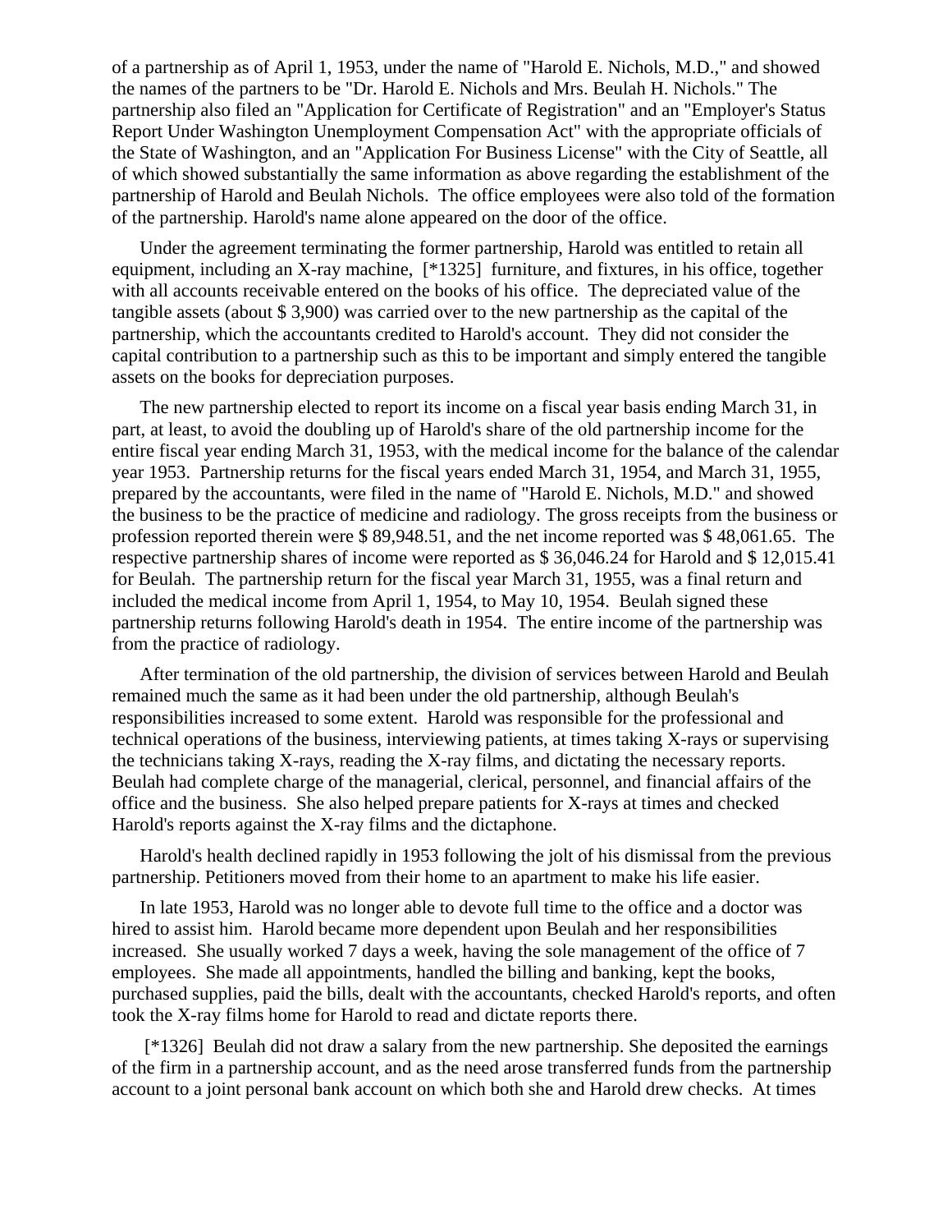of a partnership as of April 1, 1953, under the name of "Harold E. Nichols, M.D.," and showed the names of the partners to be "Dr. Harold E. Nichols and Mrs. Beulah H. Nichols." The partnership also filed an "Application for Certificate of Registration" and an "Employer's Status Report Under Washington Unemployment Compensation Act" with the appropriate officials of the State of Washington, and an "Application For Business License" with the City of Seattle, all of which showed substantially the same information as above regarding the establishment of the partnership of Harold and Beulah Nichols. The office employees were also told of the formation of the partnership. Harold's name alone appeared on the door of the office.

Under the agreement terminating the former partnership, Harold was entitled to retain all equipment, including an X-ray machine, [*1325] furniture, and fixtures, in his office, together with all accounts receivable entered on the books of his office. The depreciated value of the tangible assets (about $ 3,900) was carried over to the new partnership as the capital of the partnership, which the accountants credited to Harold's account. They did not consider the capital contribution to a partnership such as this to be important and simply entered the tangible assets on the books for depreciation purposes.

The new partnership elected to report its income on a fiscal year basis ending March 31, in part, at least, to avoid the doubling up of Harold's share of the old partnership income for the entire fiscal year ending March 31, 1953, with the medical income for the balance of the calendar year 1953. Partnership returns for the fiscal years ended March 31, 1954, and March 31, 1955, prepared by the accountants, were filed in the name of "Harold E. Nichols, M.D." and showed the business to be the practice of medicine and radiology. The gross receipts from the business or profession reported therein were $ 89,948.51, and the net income reported was $ 48,061.65. The respective partnership shares of income were reported as $ 36,046.24 for Harold and $ 12,015.41 for Beulah. The partnership return for the fiscal year March 31, 1955, was a final return and included the medical income from April 1, 1954, to May 10, 1954. Beulah signed these partnership returns following Harold's death in 1954. The entire income of the partnership was from the practice of radiology.

After termination of the old partnership, the division of services between Harold and Beulah remained much the same as it had been under the old partnership, although Beulah's responsibilities increased to some extent. Harold was responsible for the professional and technical operations of the business, interviewing patients, at times taking X-rays or supervising the technicians taking X-rays, reading the X-ray films, and dictating the necessary reports. Beulah had complete charge of the managerial, clerical, personnel, and financial affairs of the office and the business. She also helped prepare patients for X-rays at times and checked Harold's reports against the X-ray films and the dictaphone.

Harold's health declined rapidly in 1953 following the jolt of his dismissal from the previous partnership. Petitioners moved from their home to an apartment to make his life easier.

In late 1953, Harold was no longer able to devote full time to the office and a doctor was hired to assist him. Harold became more dependent upon Beulah and her responsibilities increased. She usually worked 7 days a week, having the sole management of the office of 7 employees. She made all appointments, handled the billing and banking, kept the books, purchased supplies, paid the bills, dealt with the accountants, checked Harold's reports, and often took the X-ray films home for Harold to read and dictate reports there.

[*1326] Beulah did not draw a salary from the new partnership. She deposited the earnings of the firm in a partnership account, and as the need arose transferred funds from the partnership account to a joint personal bank account on which both she and Harold drew checks. At times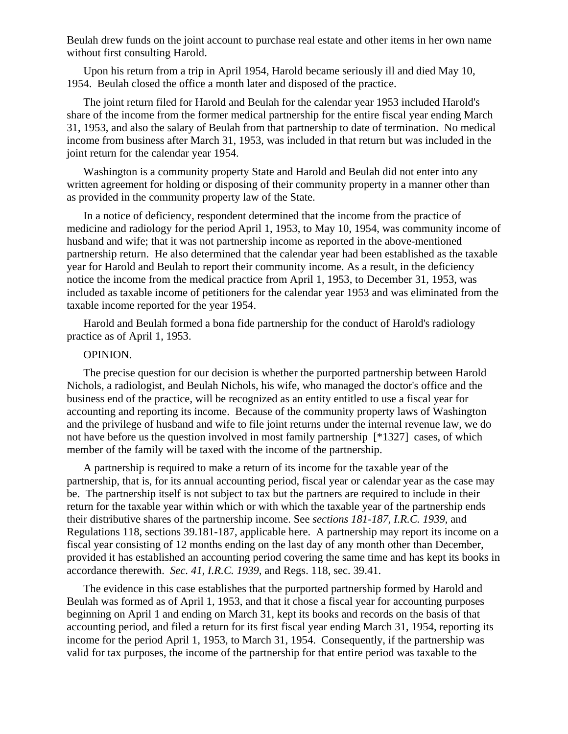Beulah drew funds on the joint account to purchase real estate and other items in her own name without first consulting Harold.

Upon his return from a trip in April 1954, Harold became seriously ill and died May 10, 1954. Beulah closed the office a month later and disposed of the practice.

The joint return filed for Harold and Beulah for the calendar year 1953 included Harold's share of the income from the former medical partnership for the entire fiscal year ending March 31, 1953, and also the salary of Beulah from that partnership to date of termination. No medical income from business after March 31, 1953, was included in that return but was included in the joint return for the calendar year 1954.

Washington is a community property State and Harold and Beulah did not enter into any written agreement for holding or disposing of their community property in a manner other than as provided in the community property law of the State.

In a notice of deficiency, respondent determined that the income from the practice of medicine and radiology for the period April 1, 1953, to May 10, 1954, was community income of husband and wife; that it was not partnership income as reported in the above-mentioned partnership return. He also determined that the calendar year had been established as the taxable year for Harold and Beulah to report their community income. As a result, in the deficiency notice the income from the medical practice from April 1, 1953, to December 31, 1953, was included as taxable income of petitioners for the calendar year 1953 and was eliminated from the taxable income reported for the year 1954.

Harold and Beulah formed a bona fide partnership for the conduct of Harold's radiology practice as of April 1, 1953.

OPINION.

The precise question for our decision is whether the purported partnership between Harold Nichols, a radiologist, and Beulah Nichols, his wife, who managed the doctor's office and the business end of the practice, will be recognized as an entity entitled to use a fiscal year for accounting and reporting its income. Because of the community property laws of Washington and the privilege of husband and wife to file joint returns under the internal revenue law, we do not have before us the question involved in most family partnership [*1327] cases, of which member of the family will be taxed with the income of the partnership.

A partnership is required to make a return of its income for the taxable year of the partnership, that is, for its annual accounting period, fiscal year or calendar year as the case may be. The partnership itself is not subject to tax but the partners are required to include in their return for the taxable year within which or with which the taxable year of the partnership ends their distributive shares of the partnership income. See *sections 181-187, I.R.C. 1939*, and Regulations 118, sections 39.181-187, applicable here. A partnership may report its income on a fiscal year consisting of 12 months ending on the last day of any month other than December, provided it has established an accounting period covering the same time and has kept its books in accordance therewith. *Sec. 41, I.R.C. 1939*, and Regs. 118, sec. 39.41.

The evidence in this case establishes that the purported partnership formed by Harold and Beulah was formed as of April 1, 1953, and that it chose a fiscal year for accounting purposes beginning on April 1 and ending on March 31, kept its books and records on the basis of that accounting period, and filed a return for its first fiscal year ending March 31, 1954, reporting its income for the period April 1, 1953, to March 31, 1954. Consequently, if the partnership was valid for tax purposes, the income of the partnership for that entire period was taxable to the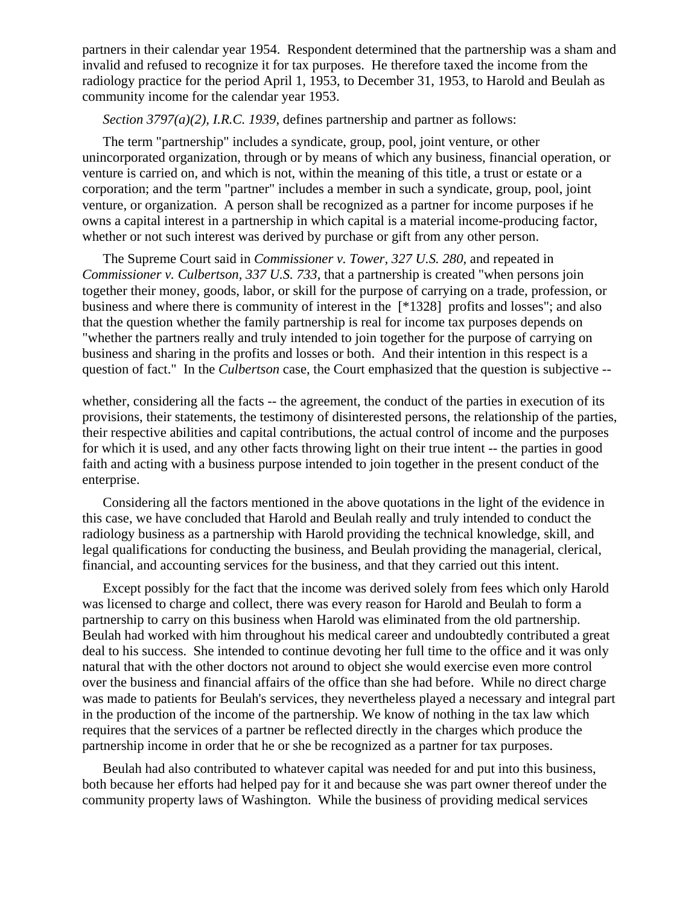partners in their calendar year 1954. Respondent determined that the partnership was a sham and invalid and refused to recognize it for tax purposes. He therefore taxed the income from the radiology practice for the period April 1, 1953, to December 31, 1953, to Harold and Beulah as community income for the calendar year 1953.

*Section 3797(a)(2), I.R.C. 1939*, defines partnership and partner as follows:

The term "partnership" includes a syndicate, group, pool, joint venture, or other unincorporated organization, through or by means of which any business, financial operation, or venture is carried on, and which is not, within the meaning of this title, a trust or estate or a corporation; and the term "partner" includes a member in such a syndicate, group, pool, joint venture, or organization. A person shall be recognized as a partner for income purposes if he owns a capital interest in a partnership in which capital is a material income-producing factor, whether or not such interest was derived by purchase or gift from any other person.

The Supreme Court said in *Commissioner v. Tower, 327 U.S. 280*, and repeated in *Commissioner v. Culbertson, 337 U.S. 733*, that a partnership is created "when persons join together their money, goods, labor, or skill for the purpose of carrying on a trade, profession, or business and where there is community of interest in the [*1328] profits and losses"; and also that the question whether the family partnership is real for income tax purposes depends on "whether the partners really and truly intended to join together for the purpose of carrying on business and sharing in the profits and losses or both. And their intention in this respect is a question of fact." In the *Culbertson* case, the Court emphasized that the question is subjective --

whether, considering all the facts -- the agreement, the conduct of the parties in execution of its provisions, their statements, the testimony of disinterested persons, the relationship of the parties, their respective abilities and capital contributions, the actual control of income and the purposes for which it is used, and any other facts throwing light on their true intent -- the parties in good faith and acting with a business purpose intended to join together in the present conduct of the enterprise.

Considering all the factors mentioned in the above quotations in the light of the evidence in this case, we have concluded that Harold and Beulah really and truly intended to conduct the radiology business as a partnership with Harold providing the technical knowledge, skill, and legal qualifications for conducting the business, and Beulah providing the managerial, clerical, financial, and accounting services for the business, and that they carried out this intent.

Except possibly for the fact that the income was derived solely from fees which only Harold was licensed to charge and collect, there was every reason for Harold and Beulah to form a partnership to carry on this business when Harold was eliminated from the old partnership. Beulah had worked with him throughout his medical career and undoubtedly contributed a great deal to his success. She intended to continue devoting her full time to the office and it was only natural that with the other doctors not around to object she would exercise even more control over the business and financial affairs of the office than she had before. While no direct charge was made to patients for Beulah's services, they nevertheless played a necessary and integral part in the production of the income of the partnership. We know of nothing in the tax law which requires that the services of a partner be reflected directly in the charges which produce the partnership income in order that he or she be recognized as a partner for tax purposes.

Beulah had also contributed to whatever capital was needed for and put into this business, both because her efforts had helped pay for it and because she was part owner thereof under the community property laws of Washington. While the business of providing medical services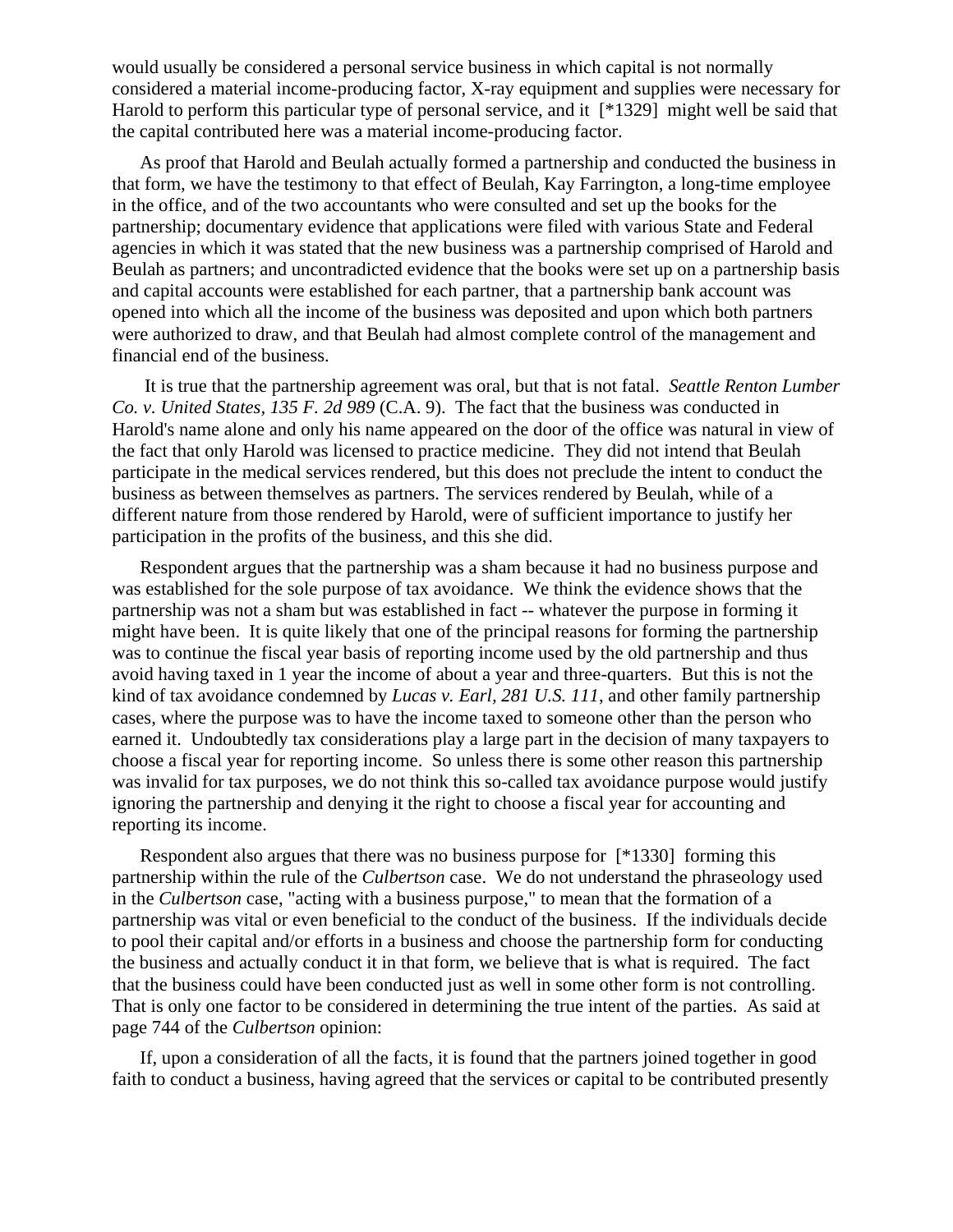would usually be considered a personal service business in which capital is not normally considered a material income-producing factor, X-ray equipment and supplies were necessary for Harold to perform this particular type of personal service, and it [*1329] might well be said that the capital contributed here was a material income-producing factor.

As proof that Harold and Beulah actually formed a partnership and conducted the business in that form, we have the testimony to that effect of Beulah, Kay Farrington, a long-time employee in the office, and of the two accountants who were consulted and set up the books for the partnership; documentary evidence that applications were filed with various State and Federal agencies in which it was stated that the new business was a partnership comprised of Harold and Beulah as partners; and uncontradicted evidence that the books were set up on a partnership basis and capital accounts were established for each partner, that a partnership bank account was opened into which all the income of the business was deposited and upon which both partners were authorized to draw, and that Beulah had almost complete control of the management and financial end of the business.

It is true that the partnership agreement was oral, but that is not fatal. *Seattle Renton Lumber Co. v. United States, 135 F. 2d 989* (C.A. 9). The fact that the business was conducted in Harold's name alone and only his name appeared on the door of the office was natural in view of the fact that only Harold was licensed to practice medicine. They did not intend that Beulah participate in the medical services rendered, but this does not preclude the intent to conduct the business as between themselves as partners. The services rendered by Beulah, while of a different nature from those rendered by Harold, were of sufficient importance to justify her participation in the profits of the business, and this she did.

Respondent argues that the partnership was a sham because it had no business purpose and was established for the sole purpose of tax avoidance. We think the evidence shows that the partnership was not a sham but was established in fact -- whatever the purpose in forming it might have been. It is quite likely that one of the principal reasons for forming the partnership was to continue the fiscal year basis of reporting income used by the old partnership and thus avoid having taxed in 1 year the income of about a year and three-quarters. But this is not the kind of tax avoidance condemned by *Lucas v. Earl, 281 U.S. 111*, and other family partnership cases, where the purpose was to have the income taxed to someone other than the person who earned it. Undoubtedly tax considerations play a large part in the decision of many taxpayers to choose a fiscal year for reporting income. So unless there is some other reason this partnership was invalid for tax purposes, we do not think this so-called tax avoidance purpose would justify ignoring the partnership and denying it the right to choose a fiscal year for accounting and reporting its income.

Respondent also argues that there was no business purpose for [*1330] forming this partnership within the rule of the *Culbertson* case. We do not understand the phraseology used in the *Culbertson* case, "acting with a business purpose," to mean that the formation of a partnership was vital or even beneficial to the conduct of the business. If the individuals decide to pool their capital and/or efforts in a business and choose the partnership form for conducting the business and actually conduct it in that form, we believe that is what is required. The fact that the business could have been conducted just as well in some other form is not controlling. That is only one factor to be considered in determining the true intent of the parties. As said at page 744 of the *Culbertson* opinion:

If, upon a consideration of all the facts, it is found that the partners joined together in good faith to conduct a business, having agreed that the services or capital to be contributed presently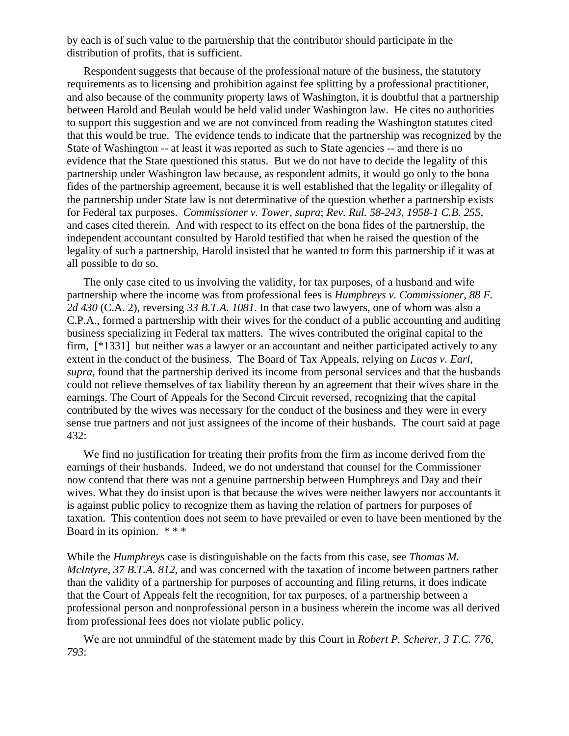by each is of such value to the partnership that the contributor should participate in the distribution of profits, that is sufficient.

Respondent suggests that because of the professional nature of the business, the statutory requirements as to licensing and prohibition against fee splitting by a professional practitioner, and also because of the community property laws of Washington, it is doubtful that a partnership between Harold and Beulah would be held valid under Washington law. He cites no authorities to support this suggestion and we are not convinced from reading the Washington statutes cited that this would be true. The evidence tends to indicate that the partnership was recognized by the State of Washington -- at least it was reported as such to State agencies -- and there is no evidence that the State questioned this status. But we do not have to decide the legality of this partnership under Washington law because, as respondent admits, it would go only to the bona fides of the partnership agreement, because it is well established that the legality or illegality of the partnership under State law is not determinative of the question whether a partnership exists for Federal tax purposes. *Commissioner v. Tower, supra*; *Rev. Rul. 58-243, 1958-1 C.B. 255*, and cases cited therein. And with respect to its effect on the bona fides of the partnership, the independent accountant consulted by Harold testified that when he raised the question of the legality of such a partnership, Harold insisted that he wanted to form this partnership if it was at all possible to do so.

The only case cited to us involving the validity, for tax purposes, of a husband and wife partnership where the income was from professional fees is *Humphreys v. Commissioner, 88 F. 2d 430* (C.A. 2), reversing *33 B.T.A. 1081*. In that case two lawyers, one of whom was also a C.P.A., formed a partnership with their wives for the conduct of a public accounting and auditing business specializing in Federal tax matters. The wives contributed the original capital to the firm, [*1331] but neither was a lawyer or an accountant and neither participated actively to any extent in the conduct of the business. The Board of Tax Appeals, relying on *Lucas v. Earl, supra*, found that the partnership derived its income from personal services and that the husbands could not relieve themselves of tax liability thereon by an agreement that their wives share in the earnings. The Court of Appeals for the Second Circuit reversed, recognizing that the capital contributed by the wives was necessary for the conduct of the business and they were in every sense true partners and not just assignees of the income of their husbands. The court said at page 432:

> We find no justification for treating their profits from the firm as income derived from the earnings of their husbands. Indeed, we do not understand that counsel for the Commissioner now contend that there was not a genuine partnership between Humphreys and Day and their wives. What they do insist upon is that because the wives were neither lawyers nor accountants it is against public policy to recognize them as having the relation of partners for purposes of taxation. This contention does not seem to have prevailed or even to have been mentioned by the Board in its opinion. * * *

While the *Humphreys* case is distinguishable on the facts from this case, see *Thomas M. McIntyre, 37 B.T.A. 812*, and was concerned with the taxation of income between partners rather than the validity of a partnership for purposes of accounting and filing returns, it does indicate that the Court of Appeals felt the recognition, for tax purposes, of a partnership between a professional person and nonprofessional person in a business wherein the income was all derived from professional fees does not violate public policy.

We are not unmindful of the statement made by this Court in *Robert P. Scherer, 3 T.C. 776, 793*: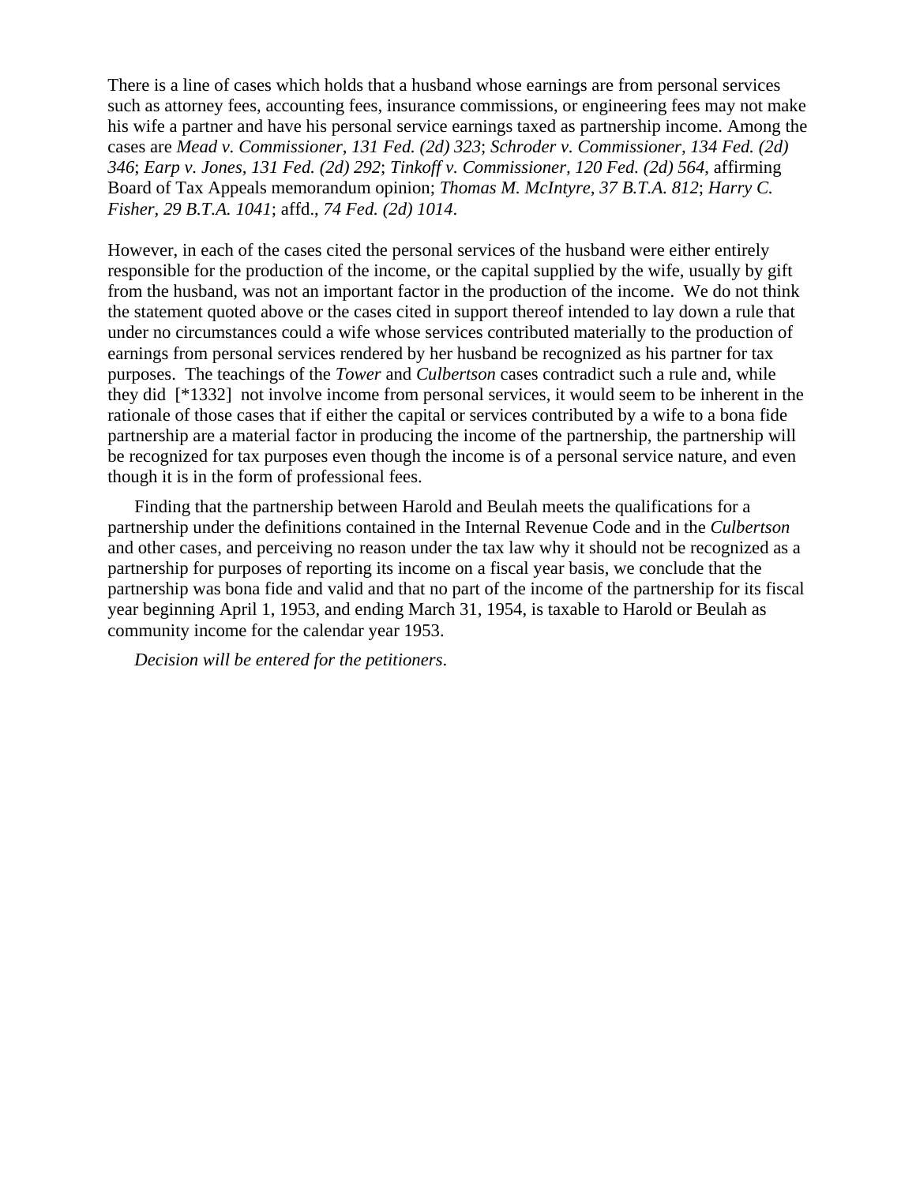There is a line of cases which holds that a husband whose earnings are from personal services such as attorney fees, accounting fees, insurance commissions, or engineering fees may not make his wife a partner and have his personal service earnings taxed as partnership income. Among the cases are *Mead v. Commissioner, 131 Fed. (2d) 323*; *Schroder v. Commissioner, 134 Fed. (2d) 346*; *Earp v. Jones, 131 Fed. (2d) 292*; *Tinkoff v. Commissioner, 120 Fed. (2d) 564*, affirming Board of Tax Appeals memorandum opinion; *Thomas M. McIntyre, 37 B.T.A. 812*; *Harry C. Fisher, 29 B.T.A. 1041*; affd., *74 Fed. (2d) 1014*.

However, in each of the cases cited the personal services of the husband were either entirely responsible for the production of the income, or the capital supplied by the wife, usually by gift from the husband, was not an important factor in the production of the income. We do not think the statement quoted above or the cases cited in support thereof intended to lay down a rule that under no circumstances could a wife whose services contributed materially to the production of earnings from personal services rendered by her husband be recognized as his partner for tax purposes. The teachings of the *Tower* and *Culbertson* cases contradict such a rule and, while they did [*1332] not involve income from personal services, it would seem to be inherent in the rationale of those cases that if either the capital or services contributed by a wife to a bona fide partnership are a material factor in producing the income of the partnership, the partnership will be recognized for tax purposes even though the income is of a personal service nature, and even though it is in the form of professional fees.

Finding that the partnership between Harold and Beulah meets the qualifications for a partnership under the definitions contained in the Internal Revenue Code and in the *Culbertson* and other cases, and perceiving no reason under the tax law why it should not be recognized as a partnership for purposes of reporting its income on a fiscal year basis, we conclude that the partnership was bona fide and valid and that no part of the income of the partnership for its fiscal year beginning April 1, 1953, and ending March 31, 1954, is taxable to Harold or Beulah as community income for the calendar year 1953.

*Decision will be entered for the petitioners*.